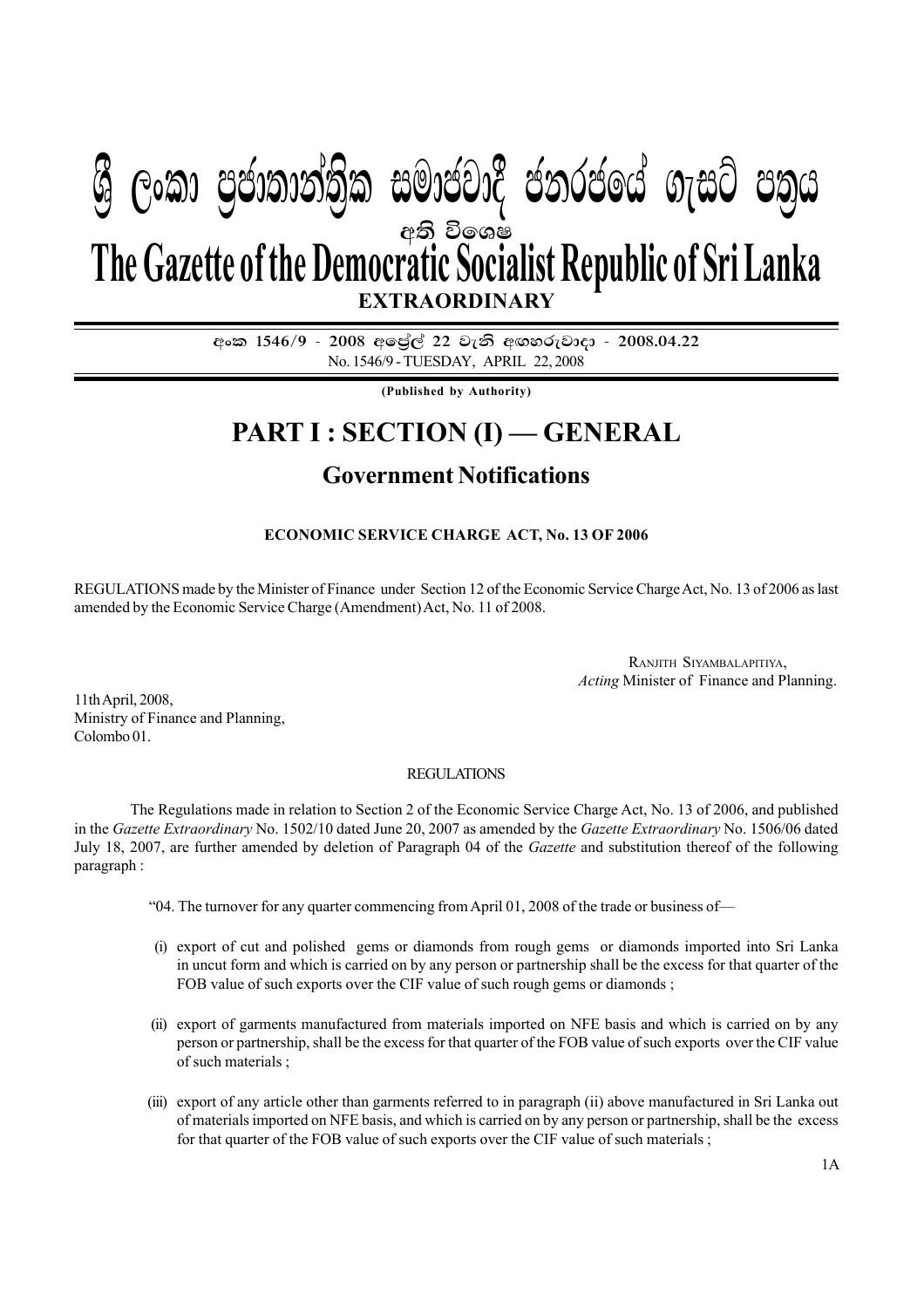# ශ්‍රී ලංකා ප්‍රජාතාන්ත්‍රික සමාජවාදී ජනරජයේ ගැසට් පත්‍රය

අති විශෙෂ

# The Gazette of the Democratic Socialist Republic of Sri Lanka

**EXTRAORDINARY**

අංක 1546/9 - 2008 අප්‍රේල් 22 වැනි අඟහරුවාදා - 2008.04.22

No. 1546/9 - TUESDAY, APRIL 22, 2008

**(Published by Authority)**

## PART I : SECTION (I) — GENERAL

### Government Notifications

**ECONOMIC SERVICE CHARGE ACT, No. 13 OF 2006**

REGULATIONS made by the Minister of Finance under Section 12 of the Economic Service Charge Act, No. 13 of 2006 as last amended by the Economic Service Charge (Amendment) Act, No. 11 of 2008.

RANJITH SIYAMBALAPITIYA,
*Acting* Minister of Finance and Planning.

11th April, 2008,
Ministry of Finance and Planning,
Colombo 01.

REGULATIONS

The Regulations made in relation to Section 2 of the Economic Service Charge Act, No. 13 of 2006, and published in the *Gazette Extraordinary* No. 1502/10 dated June 20, 2007 as amended by the *Gazette Extraordinary* No. 1506/06 dated July 18, 2007, are further amended by deletion of Paragraph 04 of the *Gazette* and substitution thereof of the following paragraph :

"04. The turnover for any quarter commencing from April 01, 2008 of the trade or business of—

(i) export of cut and polished gems or diamonds from rough gems or diamonds imported into Sri Lanka in uncut form and which is carried on by any person or partnership shall be the excess for that quarter of the FOB value of such exports over the CIF value of such rough gems or diamonds ;

(ii) export of garments manufactured from materials imported on NFE basis and which is carried on by any person or partnership, shall be the excess for that quarter of the FOB value of such exports over the CIF value of such materials ;

(iii) export of any article other than garments referred to in paragraph (ii) above manufactured in Sri Lanka out of materials imported on NFE basis, and which is carried on by any person or partnership, shall be the excess for that quarter of the FOB value of such exports over the CIF value of such materials ;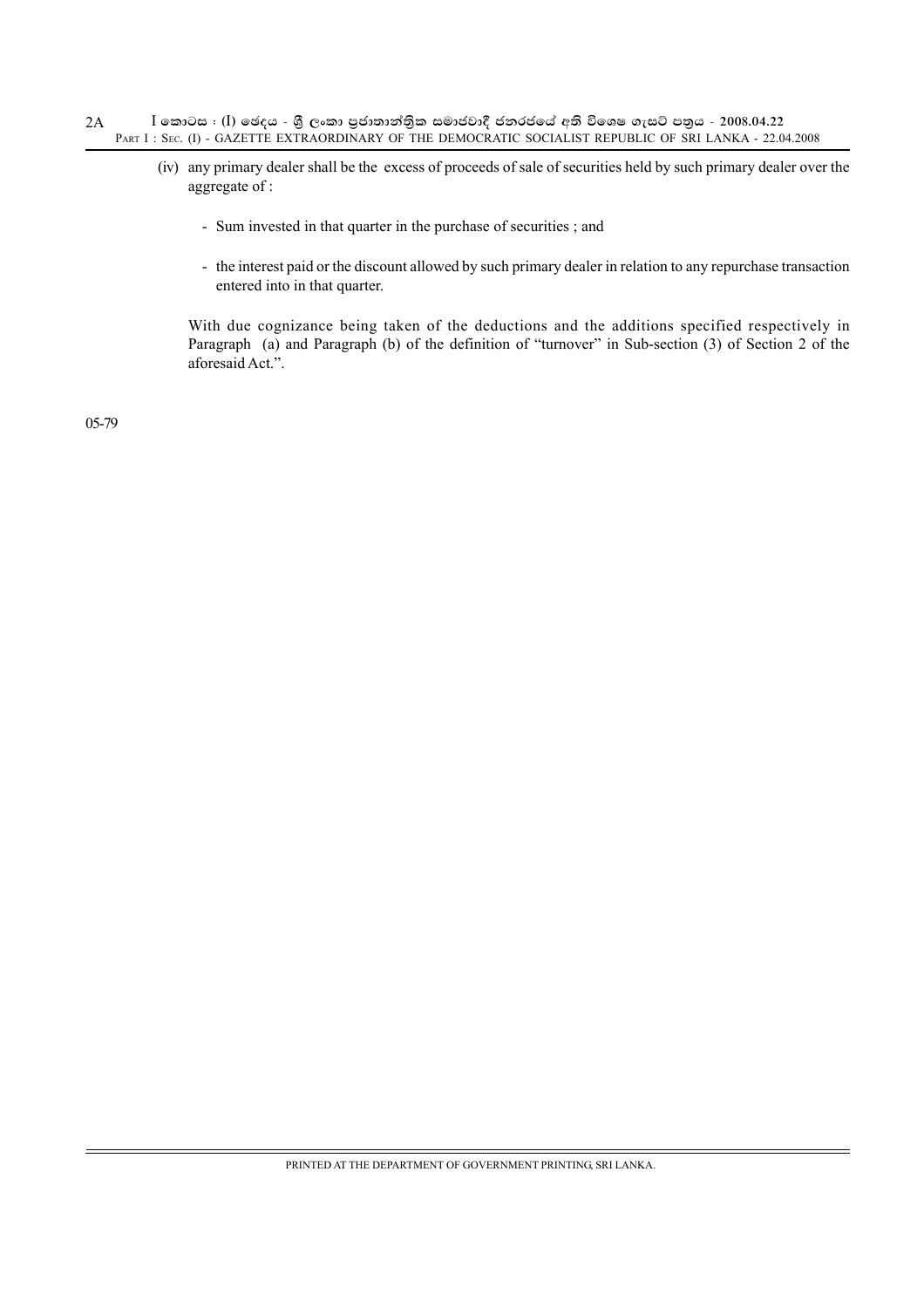(iv) any primary dealer shall be the excess of proceeds of sale of securities held by such primary dealer over the aggregate of :

- Sum invested in that quarter in the purchase of securities ; and
- the interest paid or the discount allowed by such primary dealer in relation to any repurchase transaction entered into in that quarter.

With due cognizance being taken of the deductions and the additions specified respectively in Paragraph (a) and Paragraph (b) of the definition of "turnover" in Sub-section (3) of Section 2 of the aforesaid Act.".

05-79

PRINTED AT THE DEPARTMENT OF GOVERNMENT PRINTING, SRI LANKA.